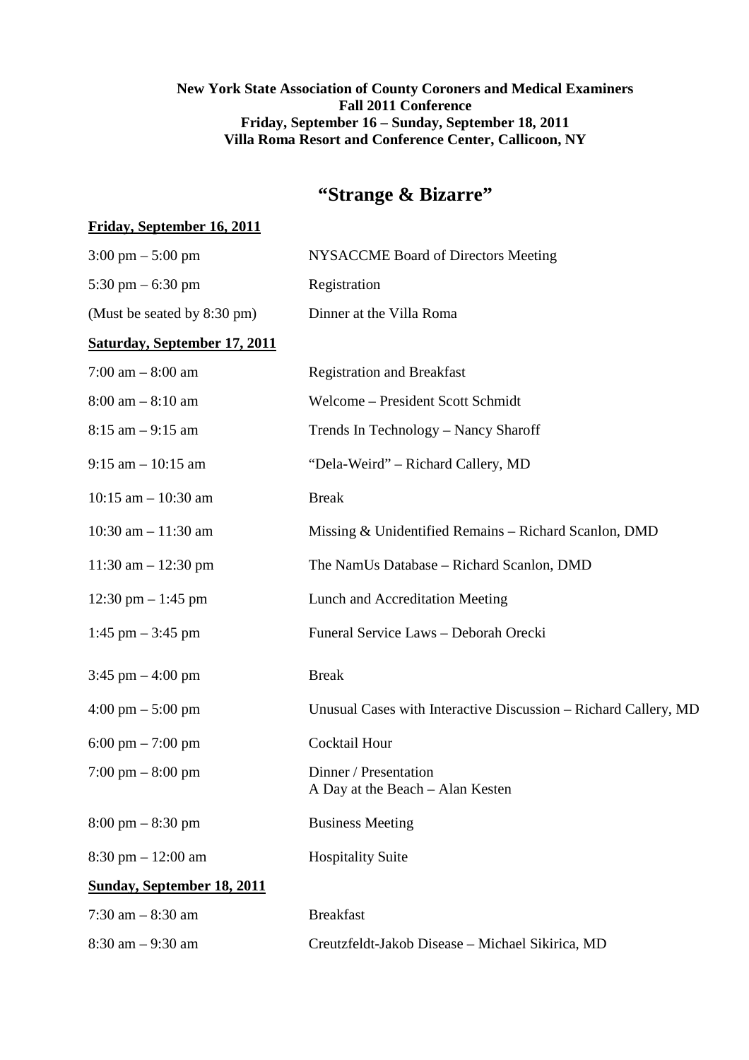**New York State Association of County Coroners and Medical Examiners**
**Fall 2011 Conference**
**Friday, September 16 – Sunday, September 18, 2011**
**Villa Roma Resort and Conference Center, Callicoon, NY**

# "Strange & Bizarre"

**Friday, September 16, 2011**

| | |
|---|---|
| 3:00 pm – 5:00 pm | NYSACCME Board of Directors Meeting |
| 5:30 pm – 6:30 pm | Registration |
| (Must be seated by 8:30 pm) | Dinner at the Villa Roma |

**Saturday, September 17, 2011**

| | |
|---|---|
| 7:00 am – 8:00 am | Registration and Breakfast |
| 8:00 am – 8:10 am | Welcome – President Scott Schmidt |
| 8:15 am – 9:15 am | Trends In Technology – Nancy Sharoff |
| 9:15 am – 10:15 am | "Dela-Weird" – Richard Callery, MD |
| 10:15 am – 10:30 am | Break |
| 10:30 am – 11:30 am | Missing & Unidentified Remains – Richard Scanlon, DMD |
| 11:30 am – 12:30 pm | The NamUs Database – Richard Scanlon, DMD |
| 12:30 pm – 1:45 pm | Lunch and Accreditation Meeting |
| 1:45 pm – 3:45 pm | Funeral Service Laws – Deborah Orecki |
| 3:45 pm – 4:00 pm | Break |
| 4:00 pm – 5:00 pm | Unusual Cases with Interactive Discussion – Richard Callery, MD |
| 6:00 pm – 7:00 pm | Cocktail Hour |
| 7:00 pm – 8:00 pm | Dinner / Presentation<br>A Day at the Beach – Alan Kesten |
| 8:00 pm – 8:30 pm | Business Meeting |
| 8:30 pm – 12:00 am | Hospitality Suite |

**Sunday, September 18, 2011**

| | |
|---|---|
| 7:30 am – 8:30 am | Breakfast |
| 8:30 am – 9:30 am | Creutzfeldt-Jakob Disease – Michael Sikirica, MD |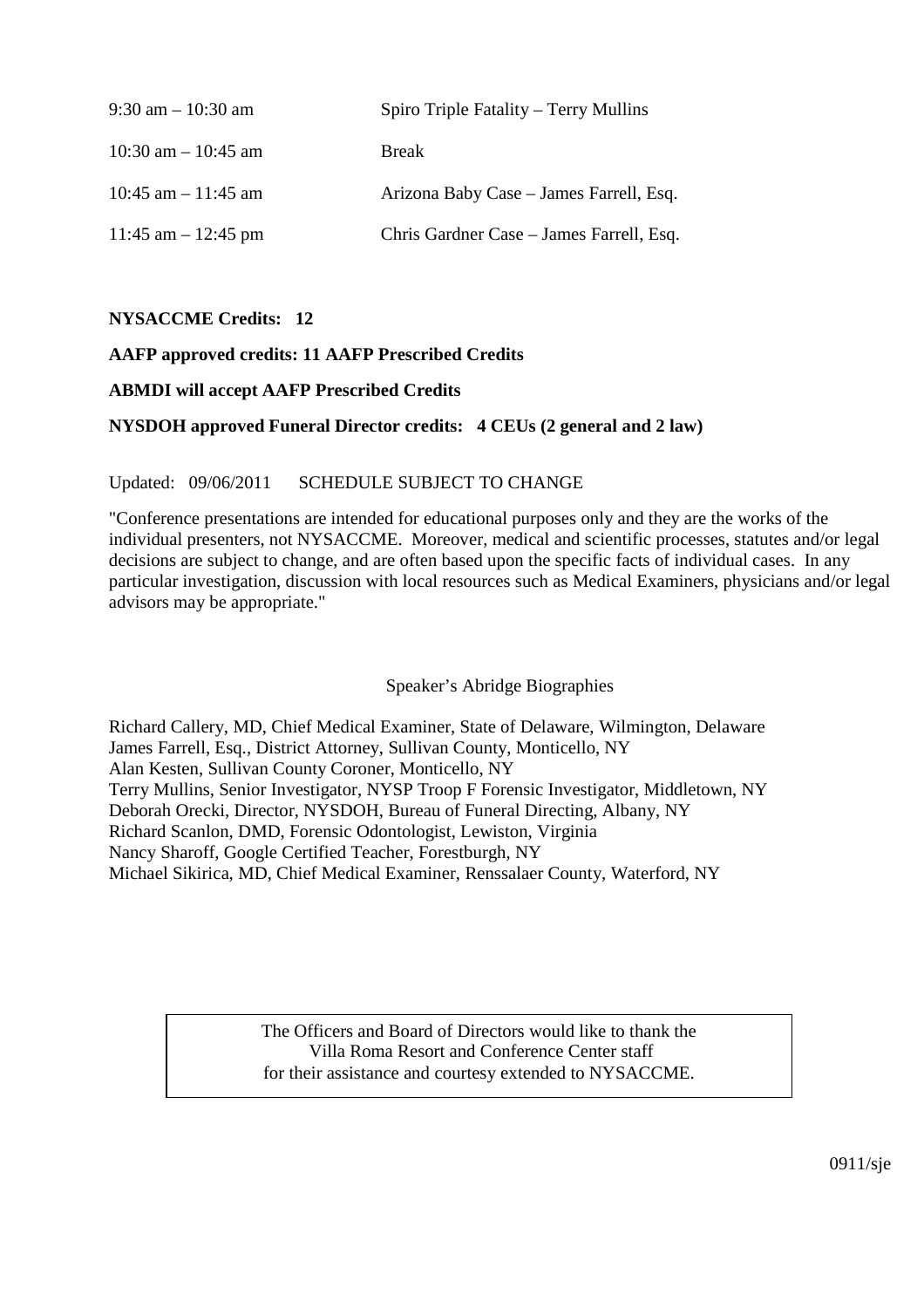| | |
|---|---|
| 9:30 am – 10:30 am | Spiro Triple Fatality – Terry Mullins |
| 10:30 am – 10:45 am | Break |
| 10:45 am – 11:45 am | Arizona Baby Case – James Farrell, Esq. |
| 11:45 am – 12:45 pm | Chris Gardner Case – James Farrell, Esq. |

**NYSACCME Credits: 12**

**AAFP approved credits: 11 AAFP Prescribed Credits**

**ABMDI will accept AAFP Prescribed Credits**

**NYSDOH approved Funeral Director credits: 4 CEUs (2 general and 2 law)**

Updated: 09/06/2011 SCHEDULE SUBJECT TO CHANGE

"Conference presentations are intended for educational purposes only and they are the works of the individual presenters, not NYSACCME. Moreover, medical and scientific processes, statutes and/or legal decisions are subject to change, and are often based upon the specific facts of individual cases. In any particular investigation, discussion with local resources such as Medical Examiners, physicians and/or legal advisors may be appropriate."

Speaker's Abridge Biographies

Richard Callery, MD, Chief Medical Examiner, State of Delaware, Wilmington, Delaware
James Farrell, Esq., District Attorney, Sullivan County, Monticello, NY
Alan Kesten, Sullivan County Coroner, Monticello, NY
Terry Mullins, Senior Investigator, NYSP Troop F Forensic Investigator, Middletown, NY
Deborah Orecki, Director, NYSDOH, Bureau of Funeral Directing, Albany, NY
Richard Scanlon, DMD, Forensic Odontologist, Lewiston, Virginia
Nancy Sharoff, Google Certified Teacher, Forestburgh, NY
Michael Sikirica, MD, Chief Medical Examiner, Renssalaer County, Waterford, NY

The Officers and Board of Directors would like to thank the
Villa Roma Resort and Conference Center staff
for their assistance and courtesy extended to NYSACCME.

0911/sje